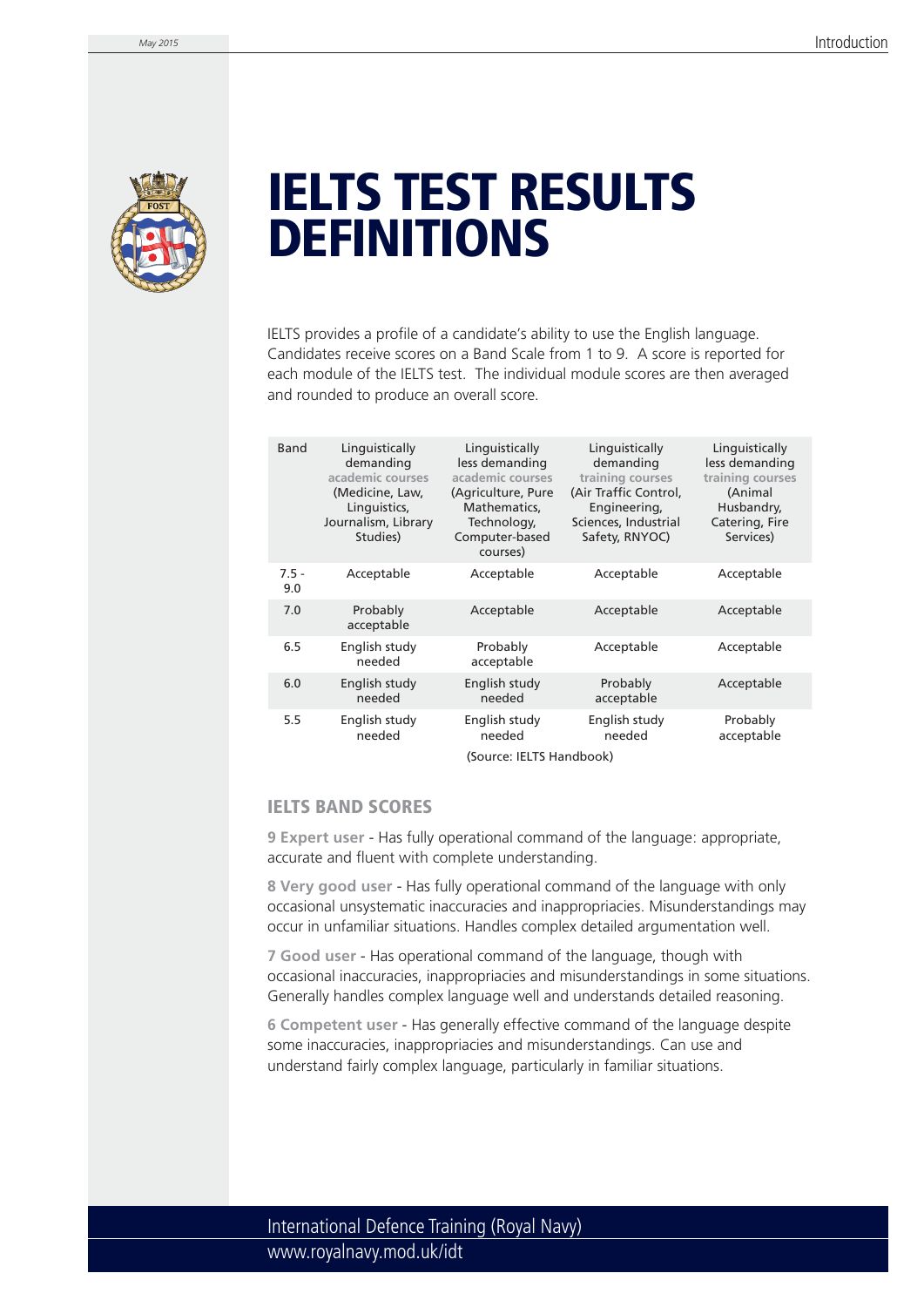# IELTS TEST RESULTS DEFINITIONS

IELTS provides a profile of a candidate's ability to use the English language. Candidates receive scores on a Band Scale from 1 to 9. A score is reported for each module of the IELTS test. The individual module scores are then averaged and rounded to produce an overall score.

| Band | Linguistically demanding academic courses (Medicine, Law, Linguistics, Journalism, Library Studies) | Linguistically less demanding academic courses (Agriculture, Pure Mathematics, Technology, Computer-based courses) | Linguistically demanding training courses (Air Traffic Control, Engineering, Sciences, Industrial Safety, RNYOC) | Linguistically less demanding training courses (Animal Husbandry, Catering, Fire Services) |
|---|---|---|---|---|
| 7.5 - 9.0 | Acceptable | Acceptable | Acceptable | Acceptable |
| 7.0 | Probably acceptable | Acceptable | Acceptable | Acceptable |
| 6.5 | English study needed | Probably acceptable | Acceptable | Acceptable |
| 6.0 | English study needed | English study needed | Probably acceptable | Acceptable |
| 5.5 | English study needed | English study needed | English study needed | Probably acceptable |

(Source: IELTS Handbook)

## IELTS BAND SCORES

**9 Expert user** - Has fully operational command of the language: appropriate, accurate and fluent with complete understanding.

**8 Very good user** - Has fully operational command of the language with only occasional unsystematic inaccuracies and inappropriacies. Misunderstandings may occur in unfamiliar situations. Handles complex detailed argumentation well.

**7 Good user** - Has operational command of the language, though with occasional inaccuracies, inappropriacies and misunderstandings in some situations. Generally handles complex language well and understands detailed reasoning.

**6 Competent user** - Has generally effective command of the language despite some inaccuracies, inappropriacies and misunderstandings. Can use and understand fairly complex language, particularly in familiar situations.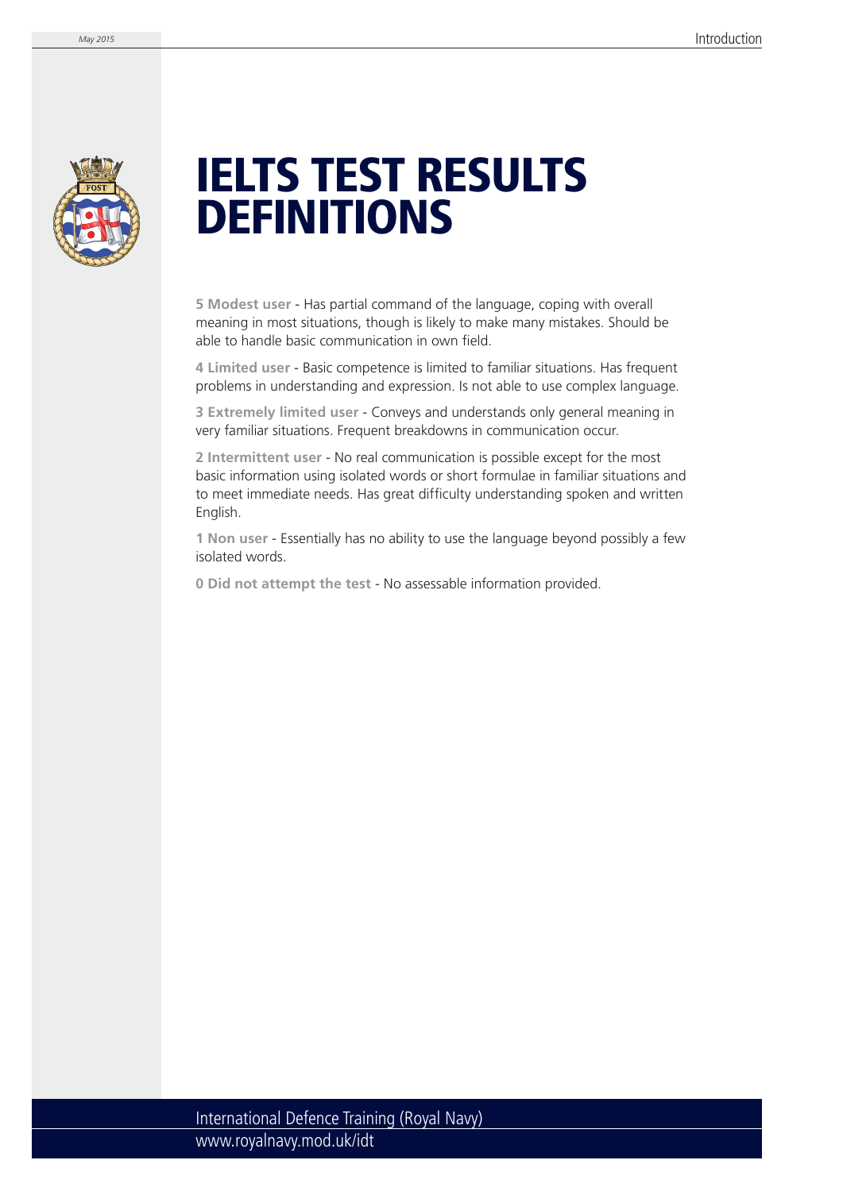# IELTS TEST RESULTS DEFINITIONS

**5 Modest user** - Has partial command of the language, coping with overall meaning in most situations, though is likely to make many mistakes. Should be able to handle basic communication in own field.

**4 Limited user** - Basic competence is limited to familiar situations. Has frequent problems in understanding and expression. Is not able to use complex language.

**3 Extremely limited user** - Conveys and understands only general meaning in very familiar situations. Frequent breakdowns in communication occur.

**2 Intermittent user** - No real communication is possible except for the most basic information using isolated words or short formulae in familiar situations and to meet immediate needs. Has great difficulty understanding spoken and written English.

**1 Non user** - Essentially has no ability to use the language beyond possibly a few isolated words.

**0 Did not attempt the test** - No assessable information provided.